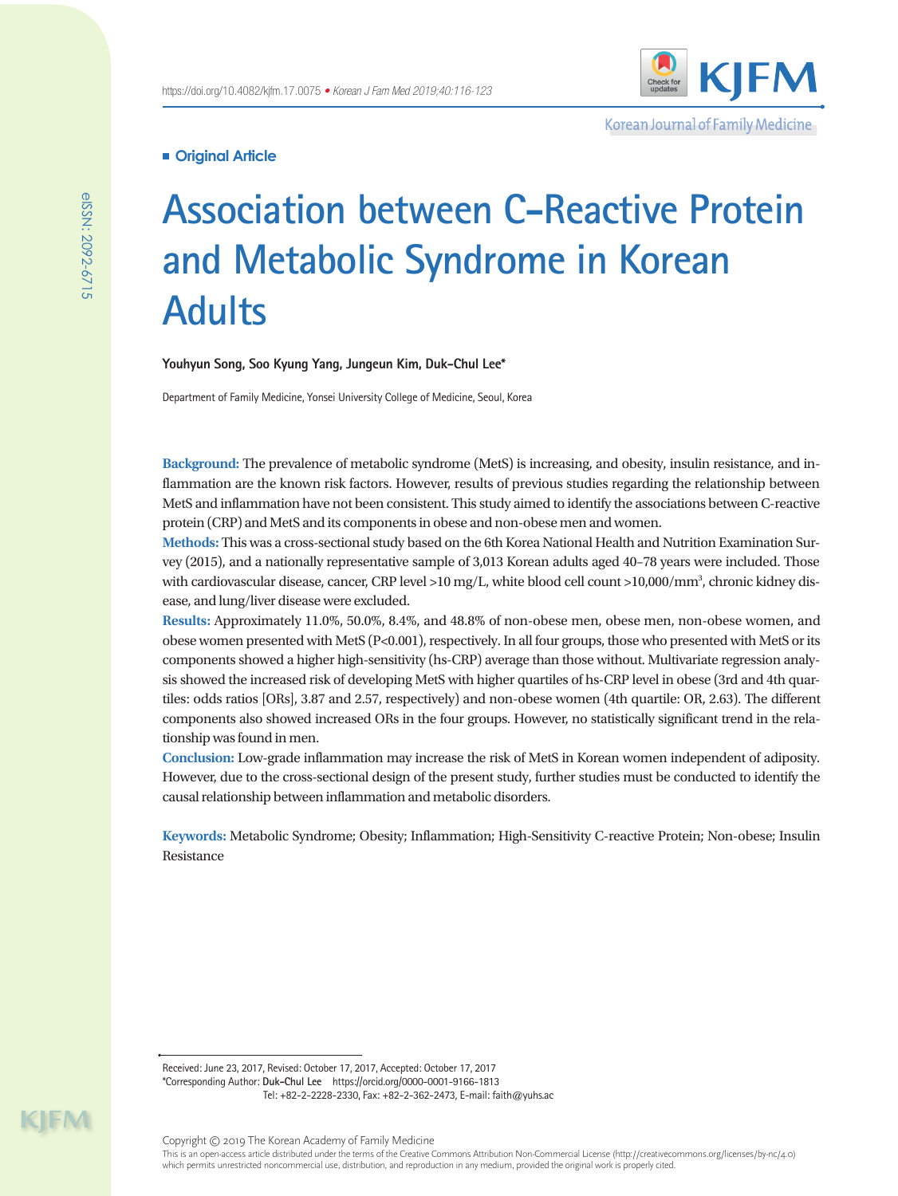**Original Article**

# Association between C-Reactive Protein and Metabolic Syndrome in Korean Adults

**Youhyun Song, Soo Kyung Yang, Jungeun Kim, Duk-Chul Lee***

Department of Family Medicine, Yonsei University College of Medicine, Seoul, Korea

**Background:** The prevalence of metabolic syndrome (MetS) is increasing, and obesity, insulin resistance, and inflammation are the known risk factors. However, results of previous studies regarding the relationship between MetS and inflammation have not been consistent. This study aimed to identify the associations between C-reactive protein (CRP) and MetS and its components in obese and non-obese men and women.

**Methods:** This was a cross-sectional study based on the 6th Korea National Health and Nutrition Examination Survey (2015), and a nationally representative sample of 3,013 Korean adults aged 40–78 years were included. Those with cardiovascular disease, cancer, CRP level >10 mg/L, white blood cell count >10,000/mm$^3$, chronic kidney disease, and lung/liver disease were excluded.

**Results:** Approximately 11.0%, 50.0%, 8.4%, and 48.8% of non-obese men, obese men, non-obese women, and obese women presented with MetS (P<0.001), respectively. In all four groups, those who presented with MetS or its components showed a higher high-sensitivity (hs-CRP) average than those without. Multivariate regression analysis showed the increased risk of developing MetS with higher quartiles of hs-CRP level in obese (3rd and 4th quartiles: odds ratios [ORs], 3.87 and 2.57, respectively) and non-obese women (4th quartile: OR, 2.63). The different components also showed increased ORs in the four groups. However, no statistically significant trend in the relationship was found in men.

**Conclusion:** Low-grade inflammation may increase the risk of MetS in Korean women independent of adiposity. However, due to the cross-sectional design of the present study, further studies must be conducted to identify the causal relationship between inflammation and metabolic disorders.

**Keywords:** Metabolic Syndrome; Obesity; Inflammation; High-Sensitivity C-reactive Protein; Non-obese; Insulin Resistance

Received: June 23, 2017, Revised: October 17, 2017, Accepted: October 17, 2017

*Corresponding Author: **Duk-Chul Lee** https://orcid.org/0000-0001-9166-1813

Tel: +82-2-2228-2330, Fax: +82-2-362-2473, E-mail: faith@yuhs.ac

Copyright © 2019 The Korean Academy of Family Medicine

This is an open-access article distributed under the terms of the Creative Commons Attribution Non-Commercial License (http://creativecommons.org/licenses/by-nc/4.0) which permits unrestricted noncommercial use, distribution, and reproduction in any medium, provided the original work is properly cited.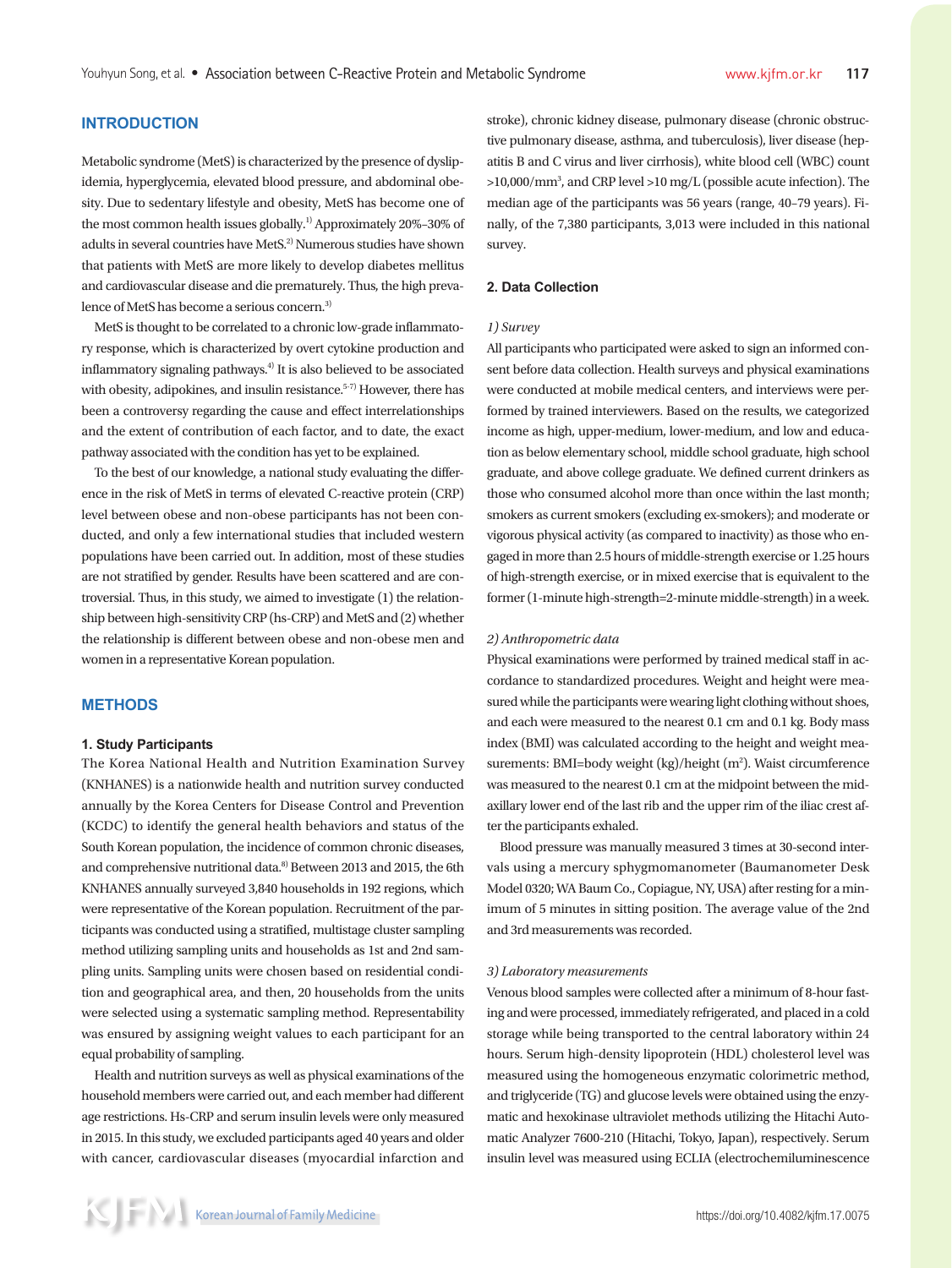## INTRODUCTION

Metabolic syndrome (MetS) is characterized by the presence of dyslipidemia, hyperglycemia, elevated blood pressure, and abdominal obesity. Due to sedentary lifestyle and obesity, MetS has become one of the most common health issues globally.[1] Approximately 20%–30% of adults in several countries have MetS.[2] Numerous studies have shown that patients with MetS are more likely to develop diabetes mellitus and cardiovascular disease and die prematurely. Thus, the high prevalence of MetS has become a serious concern.[3]

MetS is thought to be correlated to a chronic low-grade inflammatory response, which is characterized by overt cytokine production and inflammatory signaling pathways.[4] It is also believed to be associated with obesity, adipokines, and insulin resistance.[5-7] However, there has been a controversy regarding the cause and effect interrelationships and the extent of contribution of each factor, and to date, the exact pathway associated with the condition has yet to be explained.

To the best of our knowledge, a national study evaluating the difference in the risk of MetS in terms of elevated C-reactive protein (CRP) level between obese and non-obese participants has not been conducted, and only a few international studies that included western populations have been carried out. In addition, most of these studies are not stratified by gender. Results have been scattered and are controversial. Thus, in this study, we aimed to investigate (1) the relationship between high-sensitivity CRP (hs-CRP) and MetS and (2) whether the relationship is different between obese and non-obese men and women in a representative Korean population.

## METHODS

### 1. Study Participants

The Korea National Health and Nutrition Examination Survey (KNHANES) is a nationwide health and nutrition survey conducted annually by the Korea Centers for Disease Control and Prevention (KCDC) to identify the general health behaviors and status of the South Korean population, the incidence of common chronic diseases, and comprehensive nutritional data.[8] Between 2013 and 2015, the 6th KNHANES annually surveyed 3,840 households in 192 regions, which were representative of the Korean population. Recruitment of the participants was conducted using a stratified, multistage cluster sampling method utilizing sampling units and households as 1st and 2nd sampling units. Sampling units were chosen based on residential condition and geographical area, and then, 20 households from the units were selected using a systematic sampling method. Representability was ensured by assigning weight values to each participant for an equal probability of sampling.

Health and nutrition surveys as well as physical examinations of the household members were carried out, and each member had different age restrictions. Hs-CRP and serum insulin levels were only measured in 2015. In this study, we excluded participants aged 40 years and older with cancer, cardiovascular diseases (myocardial infarction and stroke), chronic kidney disease, pulmonary disease (chronic obstructive pulmonary disease, asthma, and tuberculosis), liver disease (hepatitis B and C virus and liver cirrhosis), white blood cell (WBC) count >10,000/mm$^3$, and CRP level >10 mg/L (possible acute infection). The median age of the participants was 56 years (range, 40–79 years). Finally, of the 7,380 participants, 3,013 were included in this national survey.

### 2. Data Collection

#### 1) Survey

All participants who participated were asked to sign an informed consent before data collection. Health surveys and physical examinations were conducted at mobile medical centers, and interviews were performed by trained interviewers. Based on the results, we categorized income as high, upper-medium, lower-medium, and low and education as below elementary school, middle school graduate, high school graduate, and above college graduate. We defined current drinkers as those who consumed alcohol more than once within the last month; smokers as current smokers (excluding ex-smokers); and moderate or vigorous physical activity (as compared to inactivity) as those who engaged in more than 2.5 hours of middle-strength exercise or 1.25 hours of high-strength exercise, or in mixed exercise that is equivalent to the former (1-minute high-strength=2-minute middle-strength) in a week.

#### 2) Anthropometric data

Physical examinations were performed by trained medical staff in accordance to standardized procedures. Weight and height were measured while the participants were wearing light clothing without shoes, and each were measured to the nearest 0.1 cm and 0.1 kg. Body mass index (BMI) was calculated according to the height and weight measurements: BMI=body weight (kg)/height (m$^2$). Waist circumference was measured to the nearest 0.1 cm at the midpoint between the midaxillary lower end of the last rib and the upper rim of the iliac crest after the participants exhaled.

Blood pressure was manually measured 3 times at 30-second intervals using a mercury sphygmomanometer (Baumanometer Desk Model 0320; WA Baum Co., Copiague, NY, USA) after resting for a minimum of 5 minutes in sitting position. The average value of the 2nd and 3rd measurements was recorded.

#### 3) Laboratory measurements

Venous blood samples were collected after a minimum of 8-hour fasting and were processed, immediately refrigerated, and placed in a cold storage while being transported to the central laboratory within 24 hours. Serum high-density lipoprotein (HDL) cholesterol level was measured using the homogeneous enzymatic colorimetric method, and triglyceride (TG) and glucose levels were obtained using the enzymatic and hexokinase ultraviolet methods utilizing the Hitachi Automatic Analyzer 7600-210 (Hitachi, Tokyo, Japan), respectively. Serum insulin level was measured using ECLIA (electrochemiluminescence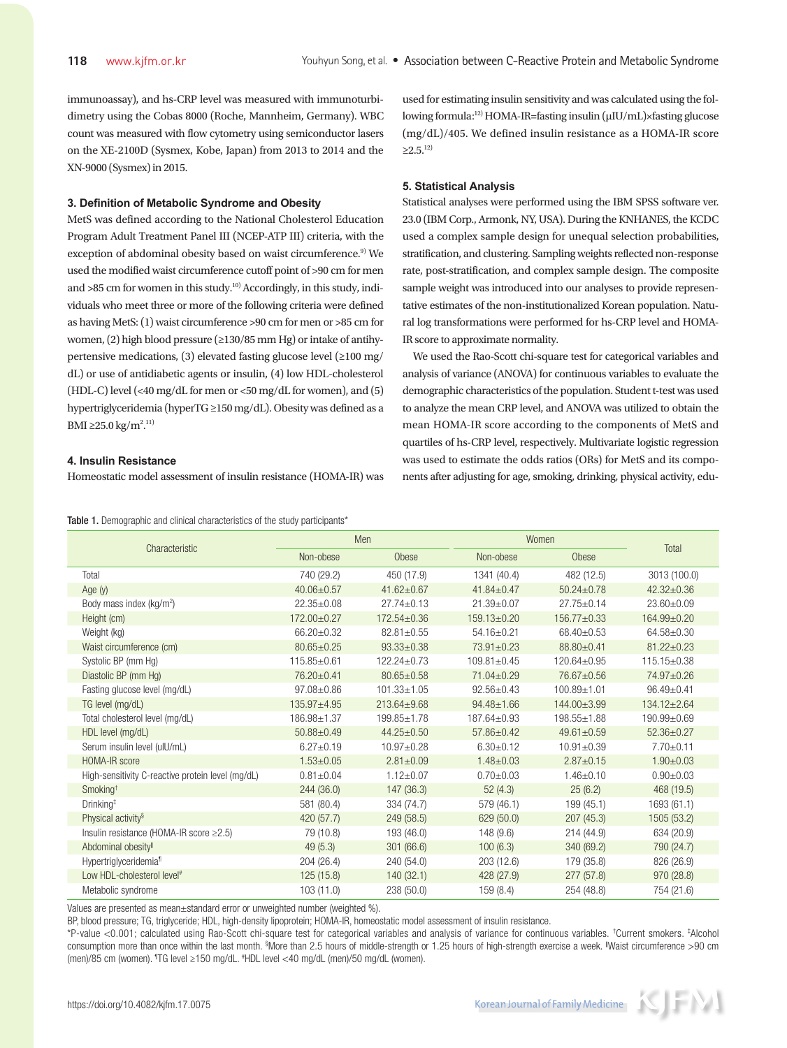immunoassay), and hs-CRP level was measured with immunoturbidimetry using the Cobas 8000 (Roche, Mannheim, Germany). WBC count was measured with flow cytometry using semiconductor lasers on the XE-2100D (Sysmex, Kobe, Japan) from 2013 to 2014 and the XN-9000 (Sysmex) in 2015.

### 3. Definition of Metabolic Syndrome and Obesity

MetS was defined according to the National Cholesterol Education Program Adult Treatment Panel III (NCEP-ATP III) criteria, with the exception of abdominal obesity based on waist circumference.[9] We used the modified waist circumference cutoff point of >90 cm for men and >85 cm for women in this study.[10] Accordingly, in this study, individuals who meet three or more of the following criteria were defined as having MetS: (1) waist circumference >90 cm for men or >85 cm for women, (2) high blood pressure (≥130/85 mm Hg) or intake of antihypertensive medications, (3) elevated fasting glucose level (≥100 mg/dL) or use of antidiabetic agents or insulin, (4) low HDL-cholesterol (HDL-C) level (<40 mg/dL for men or <50 mg/dL for women), and (5) hypertriglyceridemia (hyperTG ≥150 mg/dL). Obesity was defined as a BMI ≥25.0 kg/m$^2$.[11]

### 4. Insulin Resistance

Homeostatic model assessment of insulin resistance (HOMA-IR) was used for estimating insulin sensitivity and was calculated using the following formula:[12] HOMA-IR=fasting insulin (μIU/mL)×fasting glucose (mg/dL)/405. We defined insulin resistance as a HOMA-IR score ≥2.5.[12]

### 5. Statistical Analysis

Statistical analyses were performed using the IBM SPSS software ver. 23.0 (IBM Corp., Armonk, NY, USA). During the KNHANES, the KCDC used a complex sample design for unequal selection probabilities, stratification, and clustering. Sampling weights reflected non-response rate, post-stratification, and complex sample design. The composite sample weight was introduced into our analyses to provide representative estimates of the non-institutionalized Korean population. Natural log transformations were performed for hs-CRP level and HOMA-IR score to approximate normality.

We used the Rao-Scott chi-square test for categorical variables and analysis of variance (ANOVA) for continuous variables to evaluate the demographic characteristics of the population. Student t-test was used to analyze the mean CRP level, and ANOVA was utilized to obtain the mean HOMA-IR score according to the components of MetS and quartiles of hs-CRP level, respectively. Multivariate logistic regression was used to estimate the odds ratios (ORs) for MetS and its components after adjusting for age, smoking, drinking, physical activity, edu-

**Table 1.** Demographic and clinical characteristics of the study participants*

| Characteristic | Men | | Women | | Total |
|---|---|---|---|---|---|
| | Non-obese | Obese | Non-obese | Obese | |
| Total | 740 (29.2) | 450 (17.9) | 1341 (40.4) | 482 (12.5) | 3013 (100.0) |
| Age (y) | 40.06±0.57 | 41.62±0.67 | 41.84±0.47 | 50.24±0.78 | 42.32±0.36 |
| Body mass index (kg/m$^2$) | 22.35±0.08 | 27.74±0.13 | 21.39±0.07 | 27.75±0.14 | 23.60±0.09 |
| Height (cm) | 172.00±0.27 | 172.54±0.36 | 159.13±0.20 | 156.77±0.33 | 164.99±0.20 |
| Weight (kg) | 66.20±0.32 | 82.81±0.55 | 54.16±0.21 | 68.40±0.53 | 64.58±0.30 |
| Waist circumference (cm) | 80.65±0.25 | 93.33±0.38 | 73.91±0.23 | 88.80±0.41 | 81.22±0.23 |
| Systolic BP (mm Hg) | 115.85±0.61 | 122.24±0.73 | 109.81±0.45 | 120.64±0.95 | 115.15±0.38 |
| Diastolic BP (mm Hg) | 76.20±0.41 | 80.65±0.58 | 71.04±0.29 | 76.67±0.56 | 74.97±0.26 |
| Fasting glucose level (mg/dL) | 97.08±0.86 | 101.33±1.05 | 92.56±0.43 | 100.89±1.01 | 96.49±0.41 |
| TG level (mg/dL) | 135.97±4.95 | 213.64±9.68 | 94.48±1.66 | 144.00±3.99 | 134.12±2.64 |
| Total cholesterol level (mg/dL) | 186.98±1.37 | 199.85±1.78 | 187.64±0.93 | 198.55±1.88 | 190.99±0.69 |
| HDL level (mg/dL) | 50.88±0.49 | 44.25±0.50 | 57.86±0.42 | 49.61±0.59 | 52.36±0.27 |
| Serum insulin level (uIU/mL) | 6.27±0.19 | 10.97±0.28 | 6.30±0.12 | 10.91±0.39 | 7.70±0.11 |
| HOMA-IR score | 1.53±0.05 | 2.81±0.09 | 1.48±0.03 | 2.87±0.15 | 1.90±0.03 |
| High-sensitivity C-reactive protein level (mg/dL) | 0.81±0.04 | 1.12±0.07 | 0.70±0.03 | 1.46±0.10 | 0.90±0.03 |
| Smoking† | 244 (36.0) | 147 (36.3) | 52 (4.3) | 25 (6.2) | 468 (19.5) |
| Drinking‡ | 581 (80.4) | 334 (74.7) | 579 (46.1) | 199 (45.1) | 1693 (61.1) |
| Physical activity§ | 420 (57.7) | 249 (58.5) | 629 (50.0) | 207 (45.3) | 1505 (53.2) |
| Insulin resistance (HOMA-IR score ≥2.5) | 79 (10.8) | 193 (46.0) | 148 (9.6) | 214 (44.9) | 634 (20.9) |
| Abdominal obesity‖ | 49 (5.3) | 301 (66.6) | 100 (6.3) | 340 (69.2) | 790 (24.7) |
| Hypertriglyceridemia¶ | 204 (26.4) | 240 (54.0) | 203 (12.6) | 179 (35.8) | 826 (26.9) |
| Low HDL-cholesterol level# | 125 (15.8) | 140 (32.1) | 428 (27.9) | 277 (57.8) | 970 (28.8) |
| Metabolic syndrome | 103 (11.0) | 238 (50.0) | 159 (8.4) | 254 (48.8) | 754 (21.6) |

Values are presented as mean±standard error or unweighted number (weighted %).

BP, blood pressure; TG, triglyceride; HDL, high-density lipoprotein; HOMA-IR, homeostatic model assessment of insulin resistance.

*P-value <0.001; calculated using Rao-Scott chi-square test for categorical variables and analysis of variance for continuous variables. †Current smokers. ‡Alcohol consumption more than once within the last month. §More than 2.5 hours of middle-strength or 1.25 hours of high-strength exercise a week. ‖Waist circumference >90 cm (men)/85 cm (women). ¶TG level ≥150 mg/dL. #HDL level <40 mg/dL (men)/50 mg/dL (women).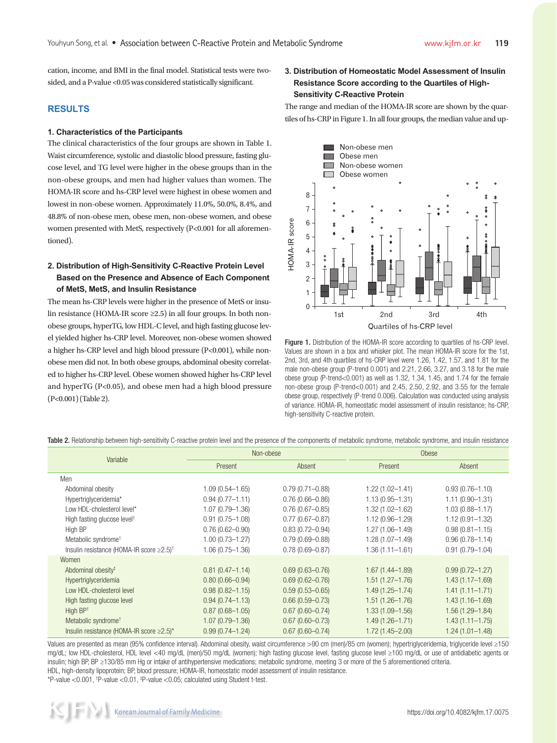cation, income, and BMI in the final model. Statistical tests were two-sided, and a P-value <0.05 was considered statistically significant.

## RESULTS

### 1. Characteristics of the Participants

The clinical characteristics of the four groups are shown in Table 1. Waist circumference, systolic and diastolic blood pressure, fasting glucose level, and TG level were higher in the obese groups than in the non-obese groups, and men had higher values than women. The HOMA-IR score and hs-CRP level were highest in obese women and lowest in non-obese women. Approximately 11.0%, 50.0%, 8.4%, and 48.8% of non-obese men, obese men, non-obese women, and obese women presented with MetS, respectively (P<0.001 for all aforementioned).

### 2. Distribution of High-Sensitivity C-Reactive Protein Level Based on the Presence and Absence of Each Component of MetS, MetS, and Insulin Resistance

The mean hs-CRP levels were higher in the presence of MetS or insulin resistance (HOMA-IR score ≥2.5) in all four groups. In both non-obese groups, hyperTG, low HDL-C level, and high fasting glucose level yielded higher hs-CRP level. Moreover, non-obese women showed a higher hs-CRP level and high blood pressure (P<0.001), while non-obese men did not. In both obese groups, abdominal obesity correlated to higher hs-CRP level. Obese women showed higher hs-CRP level and hyperTG (P<0.05), and obese men had a high blood pressure (P<0.001) (Table 2).

### 3. Distribution of Homeostatic Model Assessment of Insulin Resistance Score according to the Quartiles of High-Sensitivity C-Reactive Protein

The range and median of the HOMA-IR score are shown by the quartiles of hs-CRP in Figure 1. In all four groups, the median value and up-

Figure 1. Distribution of the HOMA-IR score according to quartiles of hs-CRP level. Values are shown in a box and whisker plot. The mean HOMA-IR score for the 1st, 2nd, 3rd, and 4th quartiles of hs-CRP level were 1.26, 1.42, 1.57, and 1.81 for the male non-obese group (P-trend 0.001) and 2.21, 2.66, 3.27, and 3.18 for the male obese group (P-trend<0.001) as well as 1.32, 1.34, 1.45, and 1.74 for the female non-obese group (P-trend<0.001) and 2.45, 2.50, 2.92, and 3.55 for the female obese group, respectively (P-trend 0.006). Calculation was conducted using analysis of variance. HOMA-IR, homeostatic model assessment of insulin resistance; hs-CRP, high-sensitivity C-reactive protein.

Table 2. Relationship between high-sensitivity C-reactive protein level and the presence of the components of metabolic syndrome, metabolic syndrome, and insulin resistance

| Variable | Non-obese | | Obese | |
|---|---|---|---|---|
| | Present | Absent | Present | Absent |
| Men | | | | |
| Abdominal obesity | 1.09 (0.54–1.65) | 0.79 (0.71–0.88) | 1.22 (1.02–1.41) | 0.93 (0.76–1.10) |
| Hypertriglyceridemia* | 0.94 (0.77–1.11) | 0.76 (0.66–0.86) | 1.13 (0.95–1.31) | 1.11 (0.90–1.31) |
| Low HDL-cholesterol level* | 1.07 (0.79–1.36) | 0.76 (0.67–0.85) | 1.32 (1.02–1.62) | 1.03 (0.88–1.17) |
| High fasting glucose level† | 0.91 (0.75–1.08) | 0.77 (0.67–0.87) | 1.12 (0.96–1.29) | 1.12 (0.91–1.32) |
| High BP | 0.76 (0.62–0.90) | 0.83 (0.72–0.94) | 1.27 (1.06–1.49) | 0.98 (0.81–1.15) |
| Metabolic syndrome† | 1.00 (0.73–1.27) | 0.79 (0.69–0.88) | 1.28 (1.07–1.49) | 0.96 (0.78–1.14) |
| Insulin resistance (HOMA-IR score ≥2.5)† | 1.06 (0.75–1.36) | 0.78 (0.69–0.87) | 1.36 (1.11–1.61) | 0.91 (0.79–1.04) |
| Women | | | | |
| Abdominal obesity‡ | 0.81 (0.47–1.14) | 0.69 (0.63–0.76) | 1.67 (1.44–1.89) | 0.99 (0.72–1.27) |
| Hypertriglyceridemia | 0.80 (0.66–0.94) | 0.69 (0.62–0.76) | 1.51 (1.27–1.76) | 1.43 (1.17–1.69) |
| Low HDL-cholesterol level | 0.98 (0.82–1.15) | 0.59 (0.53–0.65) | 1.49 (1.25–1.74) | 1.41 (1.11–1.71) |
| High fasting glucose level | 0.94 (0.74–1.13) | 0.66 (0.59–0.73) | 1.51 (1.26–1.76) | 1.43 (1.16–1.69) |
| High BP† | 0.87 (0.68–1.05) | 0.67 (0.60–0.74) | 1.33 (1.09–1.56) | 1.56 (1.29–1.84) |
| Metabolic syndrome† | 1.07 (0.79–1.36) | 0.67 (0.60–0.73) | 1.49 (1.26–1.71) | 1.43 (1.11–1.75) |
| Insulin resistance (HOMA-IR score ≥2.5)* | 0.99 (0.74–1.24) | 0.67 (0.60–0.74) | 1.72 (1.45–2.00) | 1.24 (1.01–1.48) |

Values are presented as mean (95% confidence interval). Abdominal obesity, waist circumference >90 cm (men)/85 cm (women); hypertriglyceridemia, triglyceride level ≥150 mg/dL; low HDL-cholesterol, HDL level <40 mg/dL (men)/50 mg/dL (women); high fasting glucose level, fasting glucose level ≥100 mg/dL or use of antidiabetic agents or insulin; high BP, BP ≥130/85 mm Hg or intake of antihypertensive medications; metabolic syndrome, meeting 3 or more of the 5 aforementioned criteria.
HDL, high-density lipoprotein; BP, blood pressure; HOMA-IR, homeostatic model assessment of insulin resistance.
*P-value <0.001, †P-value <0.01, ‡P-value <0.05; calculated using Student t-test.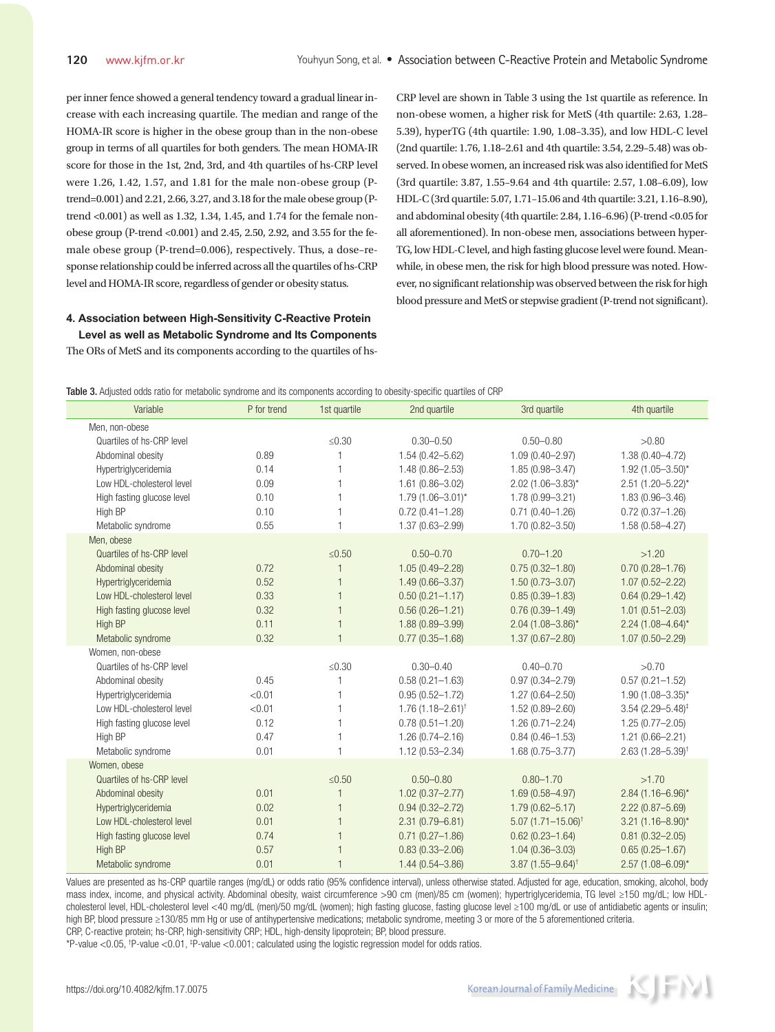per inner fence showed a general tendency toward a gradual linear increase with each increasing quartile. The median and range of the HOMA-IR score is higher in the obese group than in the non-obese group in terms of all quartiles for both genders. The mean HOMA-IR score for those in the 1st, 2nd, 3rd, and 4th quartiles of hs-CRP level were 1.26, 1.42, 1.57, and 1.81 for the male non-obese group (P-trend=0.001) and 2.21, 2.66, 3.27, and 3.18 for the male obese group (P-trend <0.001) as well as 1.32, 1.34, 1.45, and 1.74 for the female non-obese group (P-trend <0.001) and 2.45, 2.50, 2.92, and 3.55 for the female obese group (P-trend=0.006), respectively. Thus, a dose–response relationship could be inferred across all the quartiles of hs-CRP level and HOMA-IR score, regardless of gender or obesity status.

#### 4. Association between High-Sensitivity C-Reactive Protein Level as well as Metabolic Syndrome and Its Components

The ORs of MetS and its components according to the quartiles of hs-CRP level are shown in Table 3 using the 1st quartile as reference. In non-obese women, a higher risk for MetS (4th quartile: 2.63, 1.28–5.39), hyperTG (4th quartile: 1.90, 1.08–3.35), and low HDL-C level (2nd quartile: 1.76, 1.18–2.61 and 4th quartile: 3.54, 2.29–5.48) was observed. In obese women, an increased risk was also identified for MetS (3rd quartile: 3.87, 1.55–9.64 and 4th quartile: 2.57, 1.08–6.09), low HDL-C (3rd quartile: 5.07, 1.71–15.06 and 4th quartile: 3.21, 1.16–8.90), and abdominal obesity (4th quartile: 2.84, 1.16–6.96) (P-trend <0.05 for all aforementioned). In non-obese men, associations between hyperTG, low HDL-C level, and high fasting glucose level were found. Meanwhile, in obese men, the risk for high blood pressure was noted. However, no significant relationship was observed between the risk for high blood pressure and MetS or stepwise gradient (P-trend not significant).

**Table 3.** Adjusted odds ratio for metabolic syndrome and its components according to obesity-specific quartiles of CRP

| Variable | P for trend | 1st quartile | 2nd quartile | 3rd quartile | 4th quartile |
|---|---|---|---|---|---|
| Men, non-obese | | | | | |
| Quartiles of hs-CRP level | | ≤0.30 | 0.30–0.50 | 0.50–0.80 | >0.80 |
| Abdominal obesity | 0.89 | 1 | 1.54 (0.42–5.62) | 1.09 (0.40–2.97) | 1.38 (0.40–4.72) |
| Hypertriglyceridemia | 0.14 | 1 | 1.48 (0.86–2.53) | 1.85 (0.98–3.47) | 1.92 (1.05–3.50)* |
| Low HDL-cholesterol level | 0.09 | 1 | 1.61 (0.86–3.02) | 2.02 (1.06–3.83)* | 2.51 (1.20–5.22)* |
| High fasting glucose level | 0.10 | 1 | 1.79 (1.06–3.01)* | 1.78 (0.99–3.21) | 1.83 (0.96–3.46) |
| High BP | 0.10 | 1 | 0.72 (0.41–1.28) | 0.71 (0.40–1.26) | 0.72 (0.37–1.26) |
| Metabolic syndrome | 0.55 | 1 | 1.37 (0.63–2.99) | 1.70 (0.82–3.50) | 1.58 (0.58–4.27) |
| Men, obese | | | | | |
| Quartiles of hs-CRP level | | ≤0.50 | 0.50–0.70 | 0.70–1.20 | >1.20 |
| Abdominal obesity | 0.72 | 1 | 1.05 (0.49–2.28) | 0.75 (0.32–1.80) | 0.70 (0.28–1.76) |
| Hypertriglyceridemia | 0.52 | 1 | 1.49 (0.66–3.37) | 1.50 (0.73–3.07) | 1.07 (0.52–2.22) |
| Low HDL-cholesterol level | 0.33 | 1 | 0.50 (0.21–1.17) | 0.85 (0.39–1.83) | 0.64 (0.29–1.42) |
| High fasting glucose level | 0.32 | 1 | 0.56 (0.26–1.21) | 0.76 (0.39–1.49) | 1.01 (0.51–2.03) |
| High BP | 0.11 | 1 | 1.88 (0.89–3.99) | 2.04 (1.08–3.86)* | 2.24 (1.08–4.64)* |
| Metabolic syndrome | 0.32 | 1 | 0.77 (0.35–1.68) | 1.37 (0.67–2.80) | 1.07 (0.50–2.29) |
| Women, non-obese | | | | | |
| Quartiles of hs-CRP level | | ≤0.30 | 0.30–0.40 | 0.40–0.70 | >0.70 |
| Abdominal obesity | 0.45 | 1 | 0.58 (0.21–1.63) | 0.97 (0.34–2.79) | 0.57 (0.21–1.52) |
| Hypertriglyceridemia | <0.01 | 1 | 0.95 (0.52–1.72) | 1.27 (0.64–2.50) | 1.90 (1.08–3.35)* |
| Low HDL-cholesterol level | <0.01 | 1 | 1.76 (1.18–2.61)† | 1.52 (0.89–2.60) | 3.54 (2.29–5.48)‡ |
| High fasting glucose level | 0.12 | 1 | 0.78 (0.51–1.20) | 1.26 (0.71–2.24) | 1.25 (0.77–2.05) |
| High BP | 0.47 | 1 | 1.26 (0.74–2.16) | 0.84 (0.46–1.53) | 1.21 (0.66–2.21) |
| Metabolic syndrome | 0.01 | 1 | 1.12 (0.53–2.34) | 1.68 (0.75–3.77) | 2.63 (1.28–5.39)† |
| Women, obese | | | | | |
| Quartiles of hs-CRP level | | ≤0.50 | 0.50–0.80 | 0.80–1.70 | >1.70 |
| Abdominal obesity | 0.01 | 1 | 1.02 (0.37–2.77) | 1.69 (0.58–4.97) | 2.84 (1.16–6.96)* |
| Hypertriglyceridemia | 0.02 | 1 | 0.94 (0.32–2.72) | 1.79 (0.62–5.17) | 2.22 (0.87–5.69) |
| Low HDL-cholesterol level | 0.01 | 1 | 2.31 (0.79–6.81) | 5.07 (1.71–15.06)† | 3.21 (1.16–8.90)* |
| High fasting glucose level | 0.74 | 1 | 0.71 (0.27–1.86) | 0.62 (0.23–1.64) | 0.81 (0.32–2.05) |
| High BP | 0.57 | 1 | 0.83 (0.33–2.06) | 1.04 (0.36–3.03) | 0.65 (0.25–1.67) |
| Metabolic syndrome | 0.01 | 1 | 1.44 (0.54–3.86) | 3.87 (1.55–9.64)† | 2.57 (1.08–6.09)* |

Values are presented as hs-CRP quartile ranges (mg/dL) or odds ratio (95% confidence interval), unless otherwise stated. Adjusted for age, education, smoking, alcohol, body mass index, income, and physical activity. Abdominal obesity, waist circumference >90 cm (men)/85 cm (women); hypertriglyceridemia, TG level ≥150 mg/dL; low HDL-cholesterol level, HDL-cholesterol level <40 mg/dL (men)/50 mg/dL (women); high fasting glucose, fasting glucose level ≥100 mg/dL or use of antidiabetic agents or insulin; high BP, blood pressure ≥130/85 mm Hg or use of antihypertensive medications; metabolic syndrome, meeting 3 or more of the 5 aforementioned criteria.

CRP, C-reactive protein; hs-CRP, high-sensitivity CRP; HDL, high-density lipoprotein; BP, blood pressure.

*P-value <0.05, †P-value <0.01, ‡P-value <0.001; calculated using the logistic regression model for odds ratios.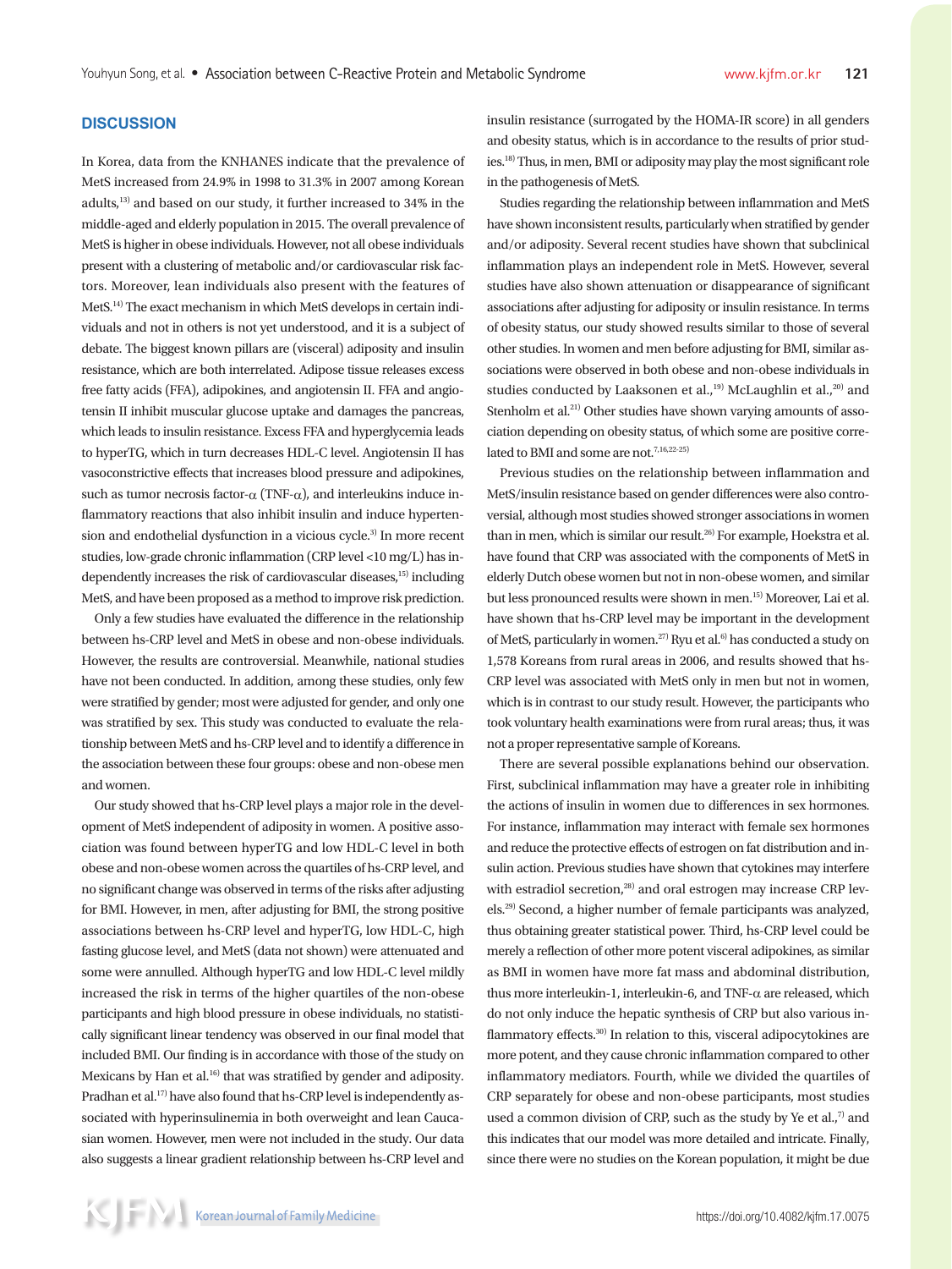## DISCUSSION

In Korea, data from the KNHANES indicate that the prevalence of MetS increased from 24.9% in 1998 to 31.3% in 2007 among Korean adults,[13] and based on our study, it further increased to 34% in the middle-aged and elderly population in 2015. The overall prevalence of MetS is higher in obese individuals. However, not all obese individuals present with a clustering of metabolic and/or cardiovascular risk factors. Moreover, lean individuals also present with the features of MetS.[14] The exact mechanism in which MetS develops in certain individuals and not in others is not yet understood, and it is a subject of debate. The biggest known pillars are (visceral) adiposity and insulin resistance, which are both interrelated. Adipose tissue releases excess free fatty acids (FFA), adipokines, and angiotensin II. FFA and angiotensin II inhibit muscular glucose uptake and damages the pancreas, which leads to insulin resistance. Excess FFA and hyperglycemia leads to hyperTG, which in turn decreases HDL-C level. Angiotensin II has vasoconstrictive effects that increases blood pressure and adipokines, such as tumor necrosis factor-$\alpha$ (TNF-$\alpha$), and interleukins induce inflammatory reactions that also inhibit insulin and induce hypertension and endothelial dysfunction in a vicious cycle.[3] In more recent studies, low-grade chronic inflammation (CRP level <10 mg/L) has independently increases the risk of cardiovascular diseases,[15] including MetS, and have been proposed as a method to improve risk prediction.

Only a few studies have evaluated the difference in the relationship between hs-CRP level and MetS in obese and non-obese individuals. However, the results are controversial. Meanwhile, national studies have not been conducted. In addition, among these studies, only few were stratified by gender; most were adjusted for gender, and only one was stratified by sex. This study was conducted to evaluate the relationship between MetS and hs-CRP level and to identify a difference in the association between these four groups: obese and non-obese men and women.

Our study showed that hs-CRP level plays a major role in the development of MetS independent of adiposity in women. A positive association was found between hyperTG and low HDL-C level in both obese and non-obese women across the quartiles of hs-CRP level, and no significant change was observed in terms of the risks after adjusting for BMI. However, in men, after adjusting for BMI, the strong positive associations between hs-CRP level and hyperTG, low HDL-C, high fasting glucose level, and MetS (data not shown) were attenuated and some were annulled. Although hyperTG and low HDL-C level mildly increased the risk in terms of the higher quartiles of the non-obese participants and high blood pressure in obese individuals, no statistically significant linear tendency was observed in our final model that included BMI. Our finding is in accordance with those of the study on Mexicans by Han et al.[16] that was stratified by gender and adiposity. Pradhan et al.[17] have also found that hs-CRP level is independently associated with hyperinsulinemia in both overweight and lean Caucasian women. However, men were not included in the study. Our data also suggests a linear gradient relationship between hs-CRP level and insulin resistance (surrogated by the HOMA-IR score) in all genders and obesity status, which is in accordance to the results of prior studies.[18] Thus, in men, BMI or adiposity may play the most significant role in the pathogenesis of MetS.

Studies regarding the relationship between inflammation and MetS have shown inconsistent results, particularly when stratified by gender and/or adiposity. Several recent studies have shown that subclinical inflammation plays an independent role in MetS. However, several studies have also shown attenuation or disappearance of significant associations after adjusting for adiposity or insulin resistance. In terms of obesity status, our study showed results similar to those of several other studies. In women and men before adjusting for BMI, similar associations were observed in both obese and non-obese individuals in studies conducted by Laaksonen et al.,[19] McLaughlin et al.,[20] and Stenholm et al.[21] Other studies have shown varying amounts of association depending on obesity status, of which some are positive correlated to BMI and some are not.[7,16,22-25]

Previous studies on the relationship between inflammation and MetS/insulin resistance based on gender differences were also controversial, although most studies showed stronger associations in women than in men, which is similar our result.[26] For example, Hoekstra et al. have found that CRP was associated with the components of MetS in elderly Dutch obese women but not in non-obese women, and similar but less pronounced results were shown in men.[15] Moreover, Lai et al. have shown that hs-CRP level may be important in the development of MetS, particularly in women.[27] Ryu et al.[6] has conducted a study on 1,578 Koreans from rural areas in 2006, and results showed that hs-CRP level was associated with MetS only in men but not in women, which is in contrast to our study result. However, the participants who took voluntary health examinations were from rural areas; thus, it was not a proper representative sample of Koreans.

There are several possible explanations behind our observation. First, subclinical inflammation may have a greater role in inhibiting the actions of insulin in women due to differences in sex hormones. For instance, inflammation may interact with female sex hormones and reduce the protective effects of estrogen on fat distribution and insulin action. Previous studies have shown that cytokines may interfere with estradiol secretion,[28] and oral estrogen may increase CRP levels.[29] Second, a higher number of female participants was analyzed, thus obtaining greater statistical power. Third, hs-CRP level could be merely a reflection of other more potent visceral adipokines, as similar as BMI in women have more fat mass and abdominal distribution, thus more interleukin-1, interleukin-6, and TNF-$\alpha$ are released, which do not only induce the hepatic synthesis of CRP but also various inflammatory effects.[30] In relation to this, visceral adipocytokines are more potent, and they cause chronic inflammation compared to other inflammatory mediators. Fourth, while we divided the quartiles of CRP separately for obese and non-obese participants, most studies used a common division of CRP, such as the study by Ye et al.,[7] and this indicates that our model was more detailed and intricate. Finally, since there were no studies on the Korean population, it might be due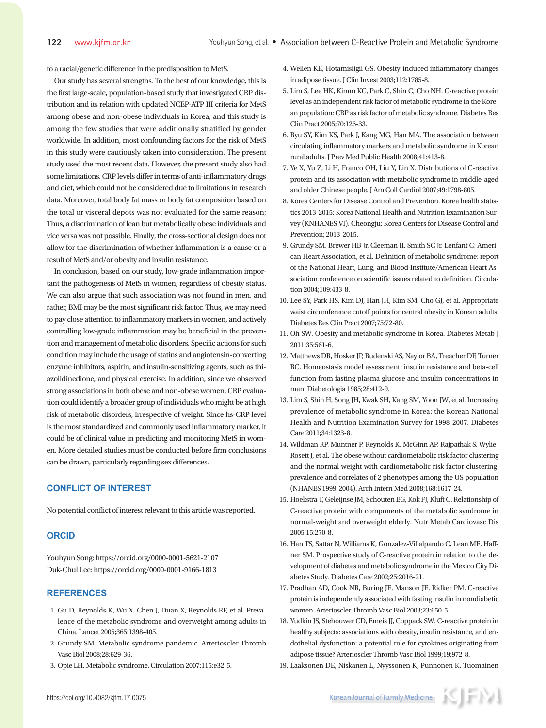to a racial/genetic difference in the predisposition to MetS.

Our study has several strengths. To the best of our knowledge, this is the first large-scale, population-based study that investigated CRP distribution and its relation with updated NCEP-ATP III criteria for MetS among obese and non-obese individuals in Korea, and this study is among the few studies that were additionally stratified by gender worldwide. In addition, most confounding factors for the risk of MetS in this study were cautiously taken into consideration. The present study used the most recent data. However, the present study also had some limitations. CRP levels differ in terms of anti-inflammatory drugs and diet, which could not be considered due to limitations in research data. Moreover, total body fat mass or body fat composition based on the total or visceral depots was not evaluated for the same reason; Thus, a discrimination of lean but metabolically obese individuals and vice versa was not possible. Finally, the cross-sectional design does not allow for the discrimination of whether inflammation is a cause or a result of MetS and/or obesity and insulin resistance.

In conclusion, based on our study, low-grade inflammation important the pathogenesis of MetS in women, regardless of obesity status. We can also argue that such association was not found in men, and rather, BMI may be the most significant risk factor. Thus, we may need to pay close attention to inflammatory markers in women, and actively controlling low-grade inflammation may be beneficial in the prevention and management of metabolic disorders. Specific actions for such condition may include the usage of statins and angiotensin-converting enzyme inhibitors, aspirin, and insulin-sensitizing agents, such as thiazolidinedione, and physical exercise. In addition, since we observed strong associations in both obese and non-obese women, CRP evaluation could identify a broader group of individuals who might be at high risk of metabolic disorders, irrespective of weight. Since hs-CRP level is the most standardized and commonly used inflammatory marker, it could be of clinical value in predicting and monitoring MetS in women. More detailed studies must be conducted before firm conclusions can be drawn, particularly regarding sex differences.

## CONFLICT OF INTEREST

No potential conflict of interest relevant to this article was reported.

## ORCID

Youhyun Song: https://orcid.org/0000-0001-5621-2107
Duk-Chul Lee: https://orcid.org/0000-0001-9166-1813

## REFERENCES

1. Gu D, Reynolds K, Wu X, Chen J, Duan X, Reynolds RF, et al. Prevalence of the metabolic syndrome and overweight among adults in China. Lancet 2005;365:1398-405.
2. Grundy SM. Metabolic syndrome pandemic. Arterioscler Thromb Vasc Biol 2008;28:629-36.
3. Opie LH. Metabolic syndrome. Circulation 2007;115:e32-5.
4. Wellen KE, Hotamisligil GS. Obesity-induced inflammatory changes in adipose tissue. J Clin Invest 2003;112:1785-8.
5. Lim S, Lee HK, Kimm KC, Park C, Shin C, Cho NH. C-reactive protein level as an independent risk factor of metabolic syndrome in the Korean population: CRP as risk factor of metabolic syndrome. Diabetes Res Clin Pract 2005;70:126-33.
6. Ryu SY, Kim KS, Park J, Kang MG, Han MA. The association between circulating inflammatory markers and metabolic syndrome in Korean rural adults. J Prev Med Public Health 2008;41:413-8.
7. Ye X, Yu Z, Li H, Franco OH, Liu Y, Lin X. Distributions of C-reactive protein and its association with metabolic syndrome in middle-aged and older Chinese people. J Am Coll Cardiol 2007;49:1798-805.
8. Korea Centers for Disease Control and Prevention. Korea health statistics 2013-2015: Korea National Health and Nutrition Examination Survey (KNHANES VI). Cheongju: Korea Centers for Disease Control and Prevention; 2013-2015.
9. Grundy SM, Brewer HB Jr, Cleeman JI, Smith SC Jr, Lenfant C; American Heart Association, et al. Definition of metabolic syndrome: report of the National Heart, Lung, and Blood Institute/American Heart Association conference on scientific issues related to definition. Circulation 2004;109:433-8.
10. Lee SY, Park HS, Kim DJ, Han JH, Kim SM, Cho GJ, et al. Appropriate waist circumference cutoff points for central obesity in Korean adults. Diabetes Res Clin Pract 2007;75:72-80.
11. Oh SW. Obesity and metabolic syndrome in Korea. Diabetes Metab J 2011;35:561-6.
12. Matthews DR, Hosker JP, Rudenski AS, Naylor BA, Treacher DF, Turner RC. Homeostasis model assessment: insulin resistance and beta-cell function from fasting plasma glucose and insulin concentrations in man. Diabetologia 1985;28:412-9.
13. Lim S, Shin H, Song JH, Kwak SH, Kang SM, Yoon JW, et al. Increasing prevalence of metabolic syndrome in Korea: the Korean National Health and Nutrition Examination Survey for 1998-2007. Diabetes Care 2011;34:1323-8.
14. Wildman RP, Muntner P, Reynolds K, McGinn AP, Rajpathak S, Wylie-Rosett J, et al. The obese without cardiometabolic risk factor clustering and the normal weight with cardiometabolic risk factor clustering: prevalence and correlates of 2 phenotypes among the US population (NHANES 1999-2004). Arch Intern Med 2008;168:1617-24.
15. Hoekstra T, Geleijnse JM, Schouten EG, Kok FJ, Kluft C. Relationship of C-reactive protein with components of the metabolic syndrome in normal-weight and overweight elderly. Nutr Metab Cardiovasc Dis 2005;15:270-8.
16. Han TS, Sattar N, Williams K, Gonzalez-Villalpando C, Lean ME, Haffner SM. Prospective study of C-reactive protein in relation to the development of diabetes and metabolic syndrome in the Mexico City Diabetes Study. Diabetes Care 2002;25:2016-21.
17. Pradhan AD, Cook NR, Buring JE, Manson JE, Ridker PM. C-reactive protein is independently associated with fasting insulin in nondiabetic women. Arterioscler Thromb Vasc Biol 2003;23:650-5.
18. Yudkin JS, Stehouwer CD, Emeis JJ, Coppack SW. C-reactive protein in healthy subjects: associations with obesity, insulin resistance, and endothelial dysfunction: a potential role for cytokines originating from adipose tissue? Arterioscler Thromb Vasc Biol 1999;19:972-8.
19. Laaksonen DE, Niskanen L, Nyyssonen K, Punnonen K, Tuomainen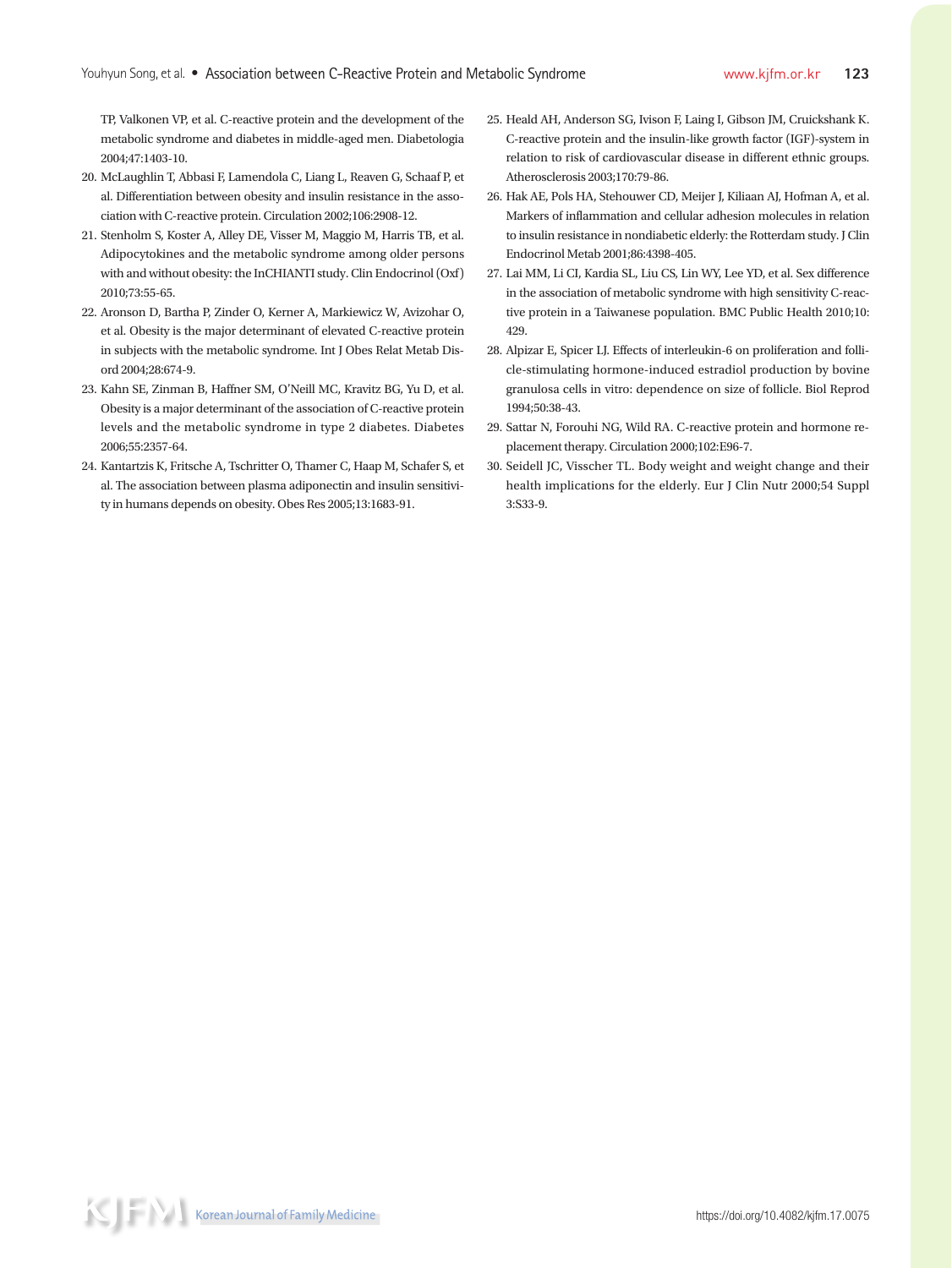TP, Valkonen VP, et al. C-reactive protein and the development of the metabolic syndrome and diabetes in middle-aged men. Diabetologia 2004;47:1403-10.

20. McLaughlin T, Abbasi F, Lamendola C, Liang L, Reaven G, Schaaf P, et al. Differentiation between obesity and insulin resistance in the association with C-reactive protein. Circulation 2002;106:2908-12.
21. Stenholm S, Koster A, Alley DE, Visser M, Maggio M, Harris TB, et al. Adipocytokines and the metabolic syndrome among older persons with and without obesity: the InCHIANTI study. Clin Endocrinol (Oxf) 2010;73:55-65.
22. Aronson D, Bartha P, Zinder O, Kerner A, Markiewicz W, Avizohar O, et al. Obesity is the major determinant of elevated C-reactive protein in subjects with the metabolic syndrome. Int J Obes Relat Metab Disord 2004;28:674-9.
23. Kahn SE, Zinman B, Haffner SM, O'Neill MC, Kravitz BG, Yu D, et al. Obesity is a major determinant of the association of C-reactive protein levels and the metabolic syndrome in type 2 diabetes. Diabetes 2006;55:2357-64.
24. Kantartzis K, Fritsche A, Tschritter O, Thamer C, Haap M, Schafer S, et al. The association between plasma adiponectin and insulin sensitivity in humans depends on obesity. Obes Res 2005;13:1683-91.
25. Heald AH, Anderson SG, Ivison F, Laing I, Gibson JM, Cruickshank K. C-reactive protein and the insulin-like growth factor (IGF)-system in relation to risk of cardiovascular disease in different ethnic groups. Atherosclerosis 2003;170:79-86.
26. Hak AE, Pols HA, Stehouwer CD, Meijer J, Kiliaan AJ, Hofman A, et al. Markers of inflammation and cellular adhesion molecules in relation to insulin resistance in nondiabetic elderly: the Rotterdam study. J Clin Endocrinol Metab 2001;86:4398-405.
27. Lai MM, Li CI, Kardia SL, Liu CS, Lin WY, Lee YD, et al. Sex difference in the association of metabolic syndrome with high sensitivity C-reactive protein in a Taiwanese population. BMC Public Health 2010;10:429.
28. Alpizar E, Spicer LJ. Effects of interleukin-6 on proliferation and follicle-stimulating hormone-induced estradiol production by bovine granulosa cells in vitro: dependence on size of follicle. Biol Reprod 1994;50:38-43.
29. Sattar N, Forouhi NG, Wild RA. C-reactive protein and hormone replacement therapy. Circulation 2000;102:E96-7.
30. Seidell JC, Visscher TL. Body weight and weight change and their health implications for the elderly. Eur J Clin Nutr 2000;54 Suppl 3:S33-9.